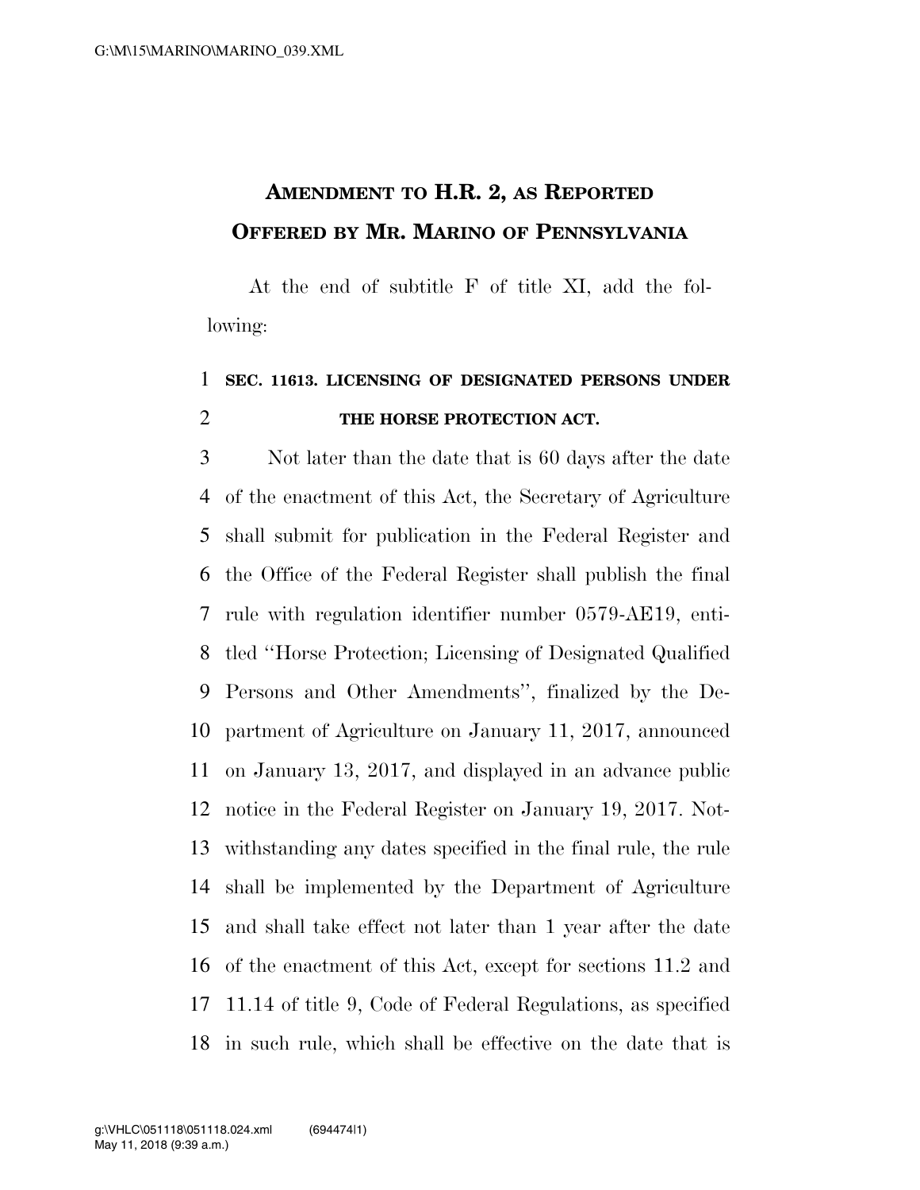# AMENDMENT TO H.R. 2, AS REPORTED OFFERED BY MR. MARINO OF PENNSYLVANIA

At the end of subtitle F of title XI, add the following:

## SEC. 11613. LICENSING OF DESIGNATED PERSONS UNDER THE HORSE PROTECTION ACT.

Not later than the date that is 60 days after the date of the enactment of this Act, the Secretary of Agriculture shall submit for publication in the Federal Register and the Office of the Federal Register shall publish the final rule with regulation identifier number 0579-AE19, entitled ''Horse Protection; Licensing of Designated Qualified Persons and Other Amendments'', finalized by the Department of Agriculture on January 11, 2017, announced on January 13, 2017, and displayed in an advance public notice in the Federal Register on January 19, 2017. Notwithstanding any dates specified in the final rule, the rule shall be implemented by the Department of Agriculture and shall take effect not later than 1 year after the date of the enactment of this Act, except for sections 11.2 and 11.14 of title 9, Code of Federal Regulations, as specified in such rule, which shall be effective on the date that is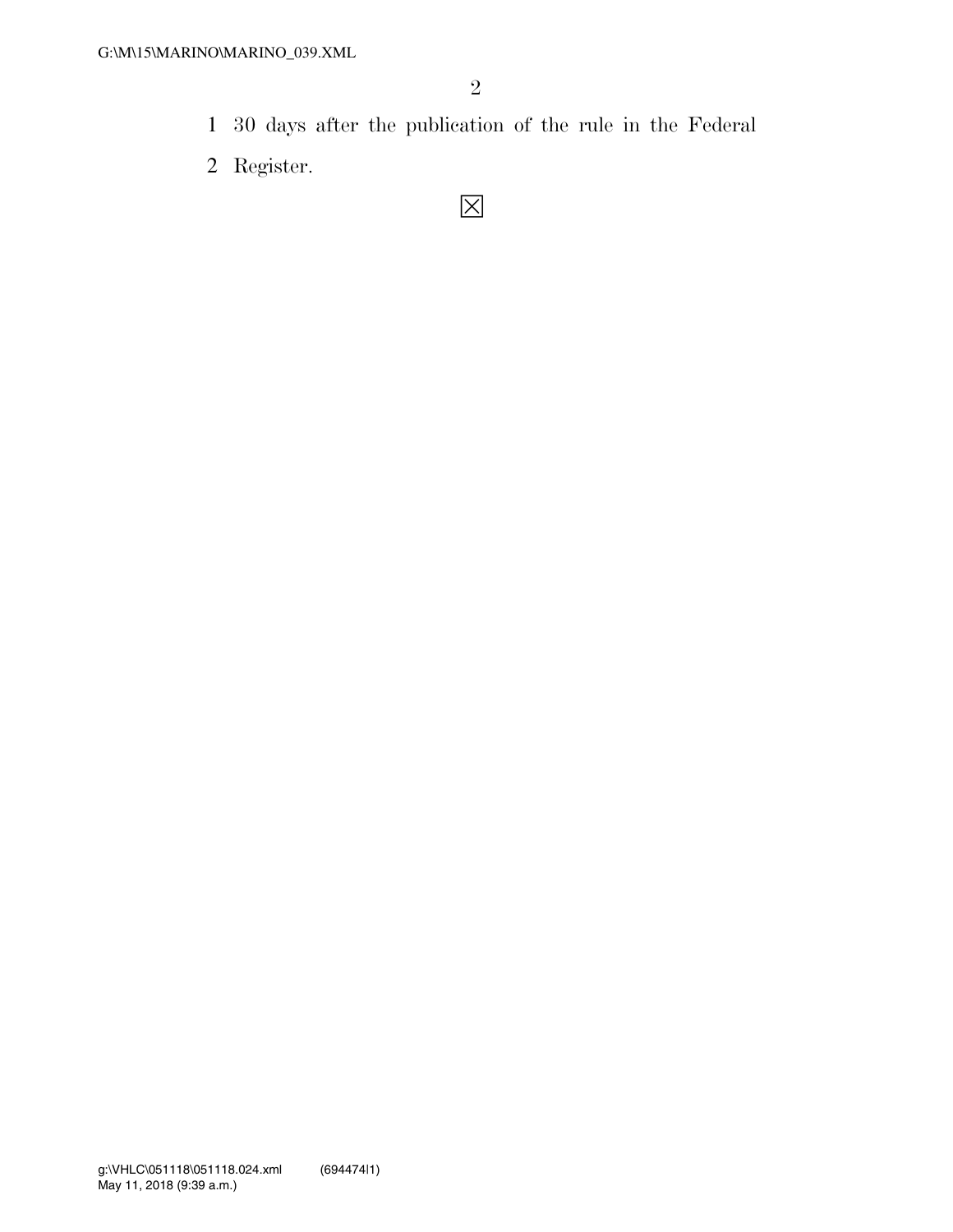30 days after the publication of the rule in the Federal Register.